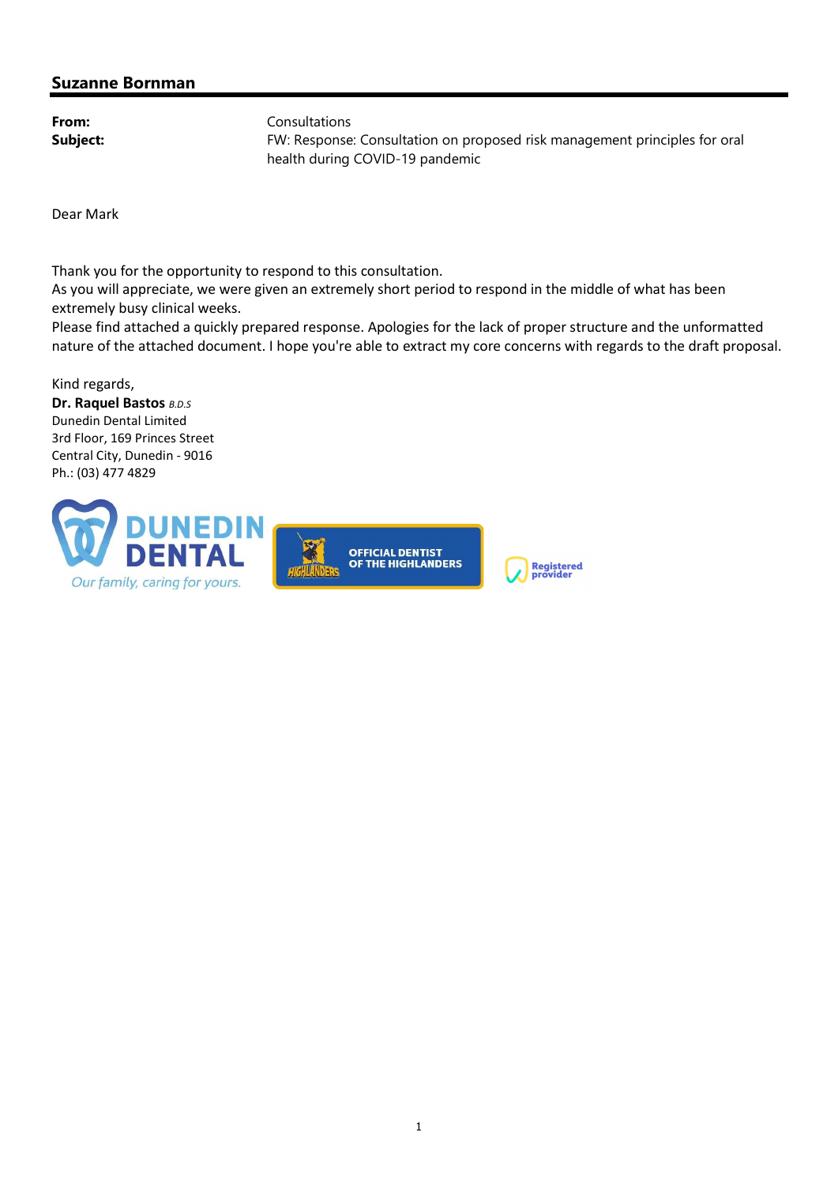**Suzanne Bornman**

---

**From:** Consultations
**Subject:** FW: Response: Consultation on proposed risk management principles for oral health during COVID-19 pandemic

Dear Mark

Thank you for the opportunity to respond to this consultation.
As you will appreciate, we were given an extremely short period to respond in the middle of what has been extremely busy clinical weeks.
Please find attached a quickly prepared response. Apologies for the lack of proper structure and the unformatted nature of the attached document. I hope you're able to extract my core concerns with regards to the draft proposal.

Kind regards,
**Dr. Raquel Bastos** *B.D.S*
Dunedin Dental Limited
3rd Floor, 169 Princes Street
Central City, Dunedin - 9016
Ph.: (03) 477 4829

DUNEDIN DENTAL
*Our family, caring for yours.*

OFFICIAL DENTIST OF THE HIGHLANDERS

Registered provider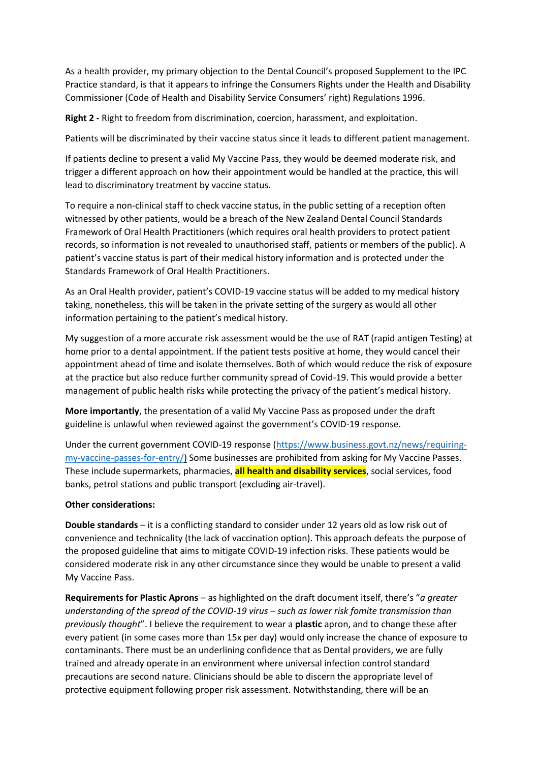As a health provider, my primary objection to the Dental Council's proposed Supplement to the IPC Practice standard, is that it appears to infringe the Consumers Rights under the Health and Disability Commissioner (Code of Health and Disability Service Consumers' right) Regulations 1996.

**Right 2 -** Right to freedom from discrimination, coercion, harassment, and exploitation.

Patients will be discriminated by their vaccine status since it leads to different patient management.

If patients decline to present a valid My Vaccine Pass, they would be deemed moderate risk, and trigger a different approach on how their appointment would be handled at the practice, this will lead to discriminatory treatment by vaccine status.

To require a non-clinical staff to check vaccine status, in the public setting of a reception often witnessed by other patients, would be a breach of the New Zealand Dental Council Standards Framework of Oral Health Practitioners (which requires oral health providers to protect patient records, so information is not revealed to unauthorised staff, patients or members of the public). A patient's vaccine status is part of their medical history information and is protected under the Standards Framework of Oral Health Practitioners.

As an Oral Health provider, patient's COVID-19 vaccine status will be added to my medical history taking, nonetheless, this will be taken in the private setting of the surgery as would all other information pertaining to the patient's medical history.

My suggestion of a more accurate risk assessment would be the use of RAT (rapid antigen Testing) at home prior to a dental appointment. If the patient tests positive at home, they would cancel their appointment ahead of time and isolate themselves. Both of which would reduce the risk of exposure at the practice but also reduce further community spread of Covid-19. This would provide a better management of public health risks while protecting the privacy of the patient's medical history.

**More importantly**, the presentation of a valid My Vaccine Pass as proposed under the draft guideline is unlawful when reviewed against the government's COVID-19 response.

Under the current government COVID-19 response (https://www.business.govt.nz/news/requiring-my-vaccine-passes-for-entry/) Some businesses are prohibited from asking for My Vaccine Passes. These include supermarkets, pharmacies, **all health and disability services**, social services, food banks, petrol stations and public transport (excluding air-travel).

**Other considerations:**

**Double standards** – it is a conflicting standard to consider under 12 years old as low risk out of convenience and technicality (the lack of vaccination option). This approach defeats the purpose of the proposed guideline that aims to mitigate COVID-19 infection risks. These patients would be considered moderate risk in any other circumstance since they would be unable to present a valid My Vaccine Pass.

**Requirements for Plastic Aprons** – as highlighted on the draft document itself, there's "*a greater understanding of the spread of the COVID-19 virus – such as lower risk fomite transmission than previously thought*". I believe the requirement to wear a **plastic** apron, and to change these after every patient (in some cases more than 15x per day) would only increase the chance of exposure to contaminants. There must be an underlining confidence that as Dental providers, we are fully trained and already operate in an environment where universal infection control standard precautions are second nature. Clinicians should be able to discern the appropriate level of protective equipment following proper risk assessment. Notwithstanding, there will be an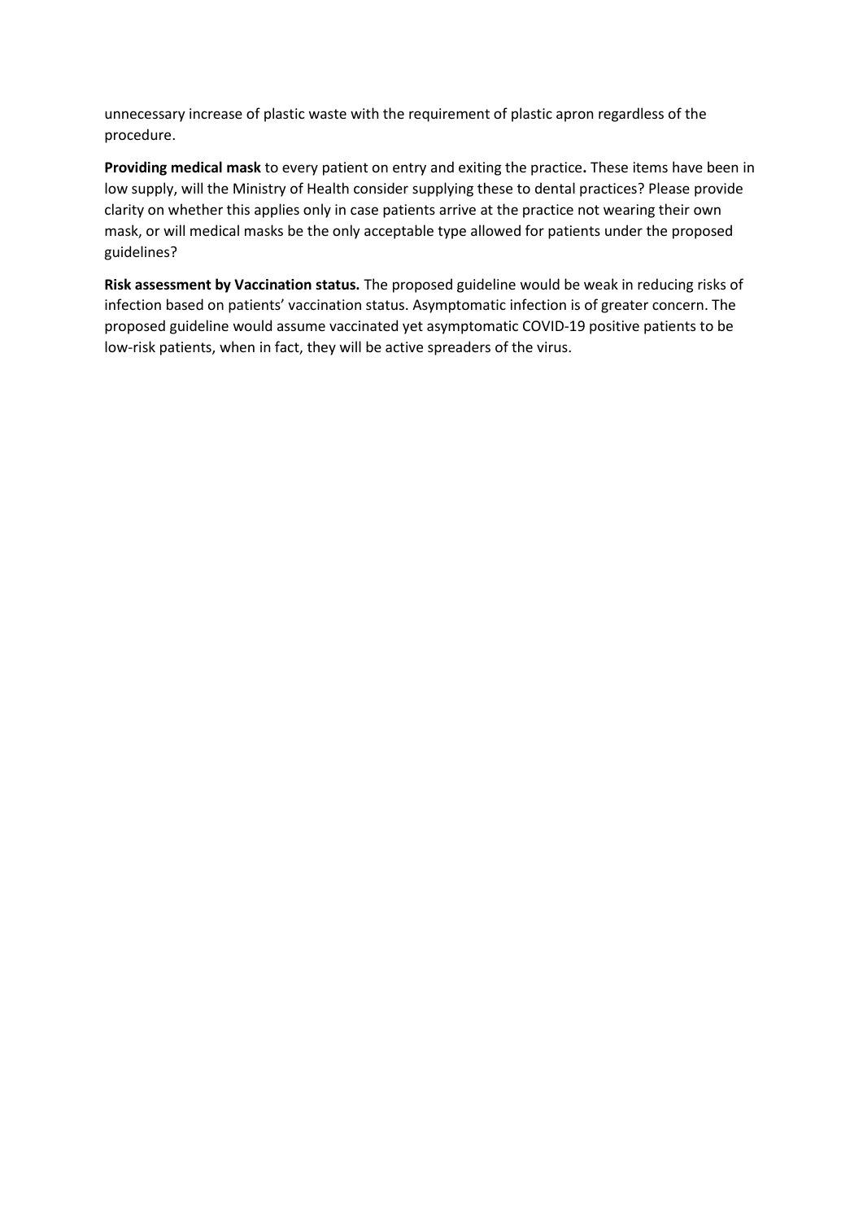unnecessary increase of plastic waste with the requirement of plastic apron regardless of the procedure.

**Providing medical mask** to every patient on entry and exiting the practice**.** These items have been in low supply, will the Ministry of Health consider supplying these to dental practices? Please provide clarity on whether this applies only in case patients arrive at the practice not wearing their own mask, or will medical masks be the only acceptable type allowed for patients under the proposed guidelines?

**Risk assessment by Vaccination status.** The proposed guideline would be weak in reducing risks of infection based on patients' vaccination status. Asymptomatic infection is of greater concern. The proposed guideline would assume vaccinated yet asymptomatic COVID-19 positive patients to be low-risk patients, when in fact, they will be active spreaders of the virus.